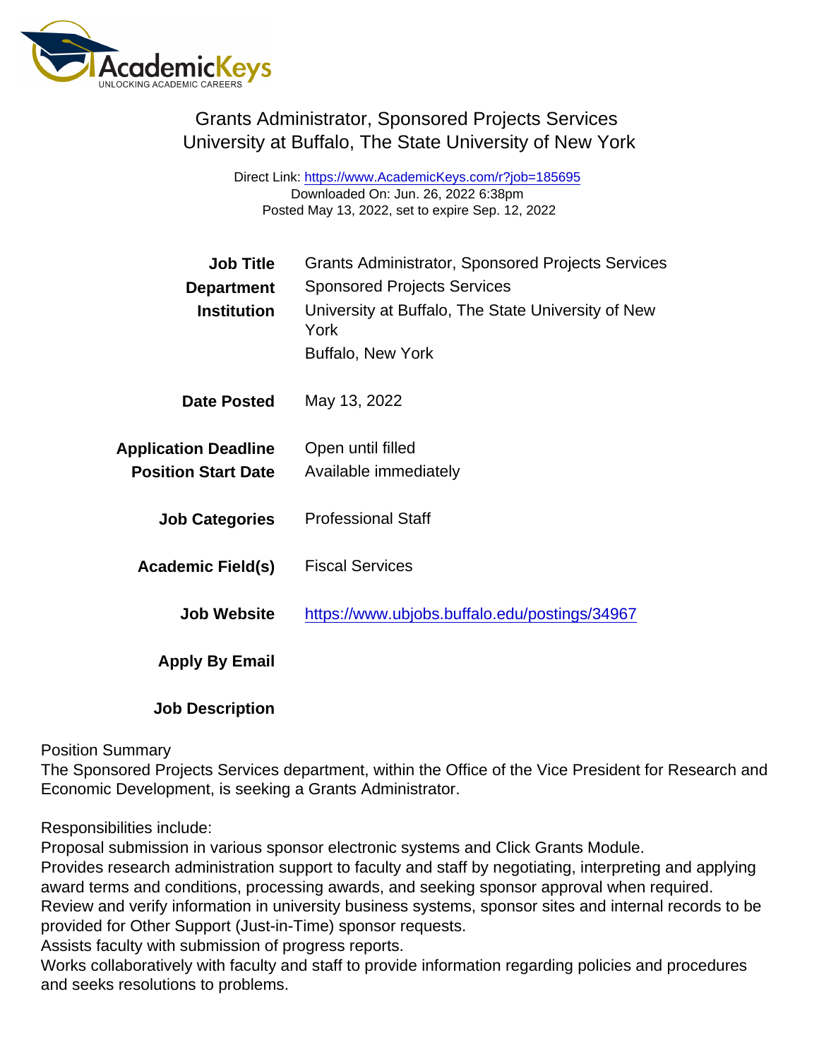# Grants Administrator, Sponsored Projects Services

## University at Buffalo, The State University of New York

Direct Link: https://www.AcademicKeys.com/r?job=185695
Downloaded On: Jun. 26, 2022 6:38pm
Posted May 13, 2022, set to expire Sep. 12, 2022

| | |
|---|---|
| **Job Title** | Grants Administrator, Sponsored Projects Services |
| **Department** | Sponsored Projects Services |
| **Institution** | University at Buffalo, The State University of New York<br>Buffalo, New York |
| **Date Posted** | May 13, 2022 |
| **Application Deadline** | Open until filled |
| **Position Start Date** | Available immediately |
| **Job Categories** | Professional Staff |
| **Academic Field(s)** | Fiscal Services |
| **Job Website** | https://www.ubjobs.buffalo.edu/postings/34967 |
| **Apply By Email** | |
| **Job Description** | |

Position Summary
The Sponsored Projects Services department, within the Office of the Vice President for Research and Economic Development, is seeking a Grants Administrator.

Responsibilities include:
Proposal submission in various sponsor electronic systems and Click Grants Module.
Provides research administration support to faculty and staff by negotiating, interpreting and applying award terms and conditions, processing awards, and seeking sponsor approval when required.
Review and verify information in university business systems, sponsor sites and internal records to be provided for Other Support (Just-in-Time) sponsor requests.
Assists faculty with submission of progress reports.
Works collaboratively with faculty and staff to provide information regarding policies and procedures and seeks resolutions to problems.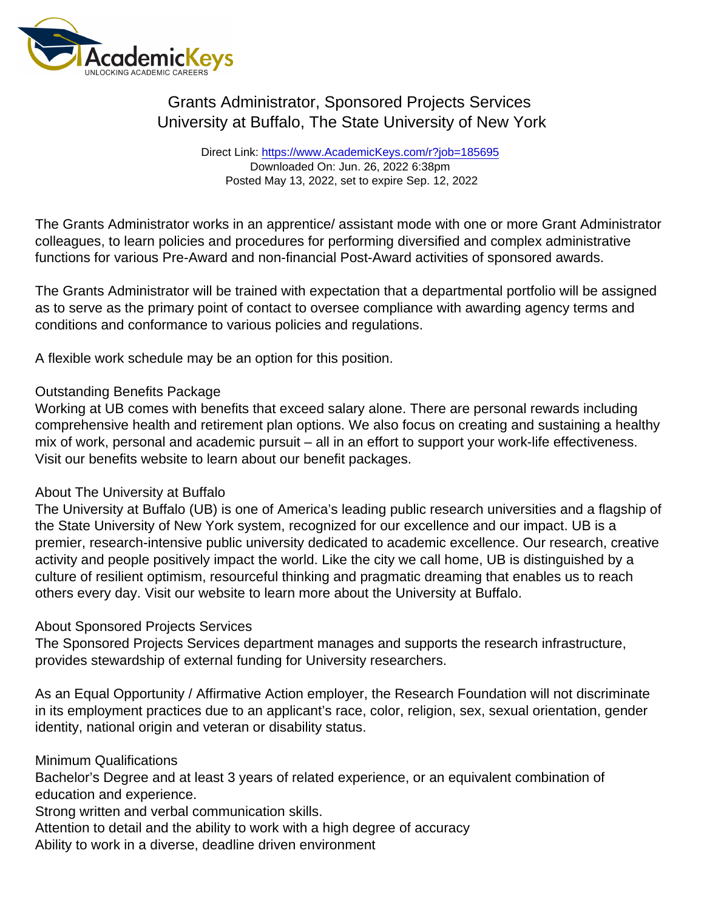# Grants Administrator, Sponsored Projects Services
## University at Buffalo, The State University of New York

Direct Link: https://www.AcademicKeys.com/r?job=185695
Downloaded On: Jun. 26, 2022 6:38pm
Posted May 13, 2022, set to expire Sep. 12, 2022

The Grants Administrator works in an apprentice/ assistant mode with one or more Grant Administrator colleagues, to learn policies and procedures for performing diversified and complex administrative functions for various Pre-Award and non-financial Post-Award activities of sponsored awards.

The Grants Administrator will be trained with expectation that a departmental portfolio will be assigned as to serve as the primary point of contact to oversee compliance with awarding agency terms and conditions and conformance to various policies and regulations.

A flexible work schedule may be an option for this position.

### Outstanding Benefits Package

Working at UB comes with benefits that exceed salary alone. There are personal rewards including comprehensive health and retirement plan options. We also focus on creating and sustaining a healthy mix of work, personal and academic pursuit – all in an effort to support your work-life effectiveness. Visit our benefits website to learn about our benefit packages.

### About The University at Buffalo

The University at Buffalo (UB) is one of America's leading public research universities and a flagship of the State University of New York system, recognized for our excellence and our impact. UB is a premier, research-intensive public university dedicated to academic excellence. Our research, creative activity and people positively impact the world. Like the city we call home, UB is distinguished by a culture of resilient optimism, resourceful thinking and pragmatic dreaming that enables us to reach others every day. Visit our website to learn more about the University at Buffalo.

### About Sponsored Projects Services

The Sponsored Projects Services department manages and supports the research infrastructure, provides stewardship of external funding for University researchers.

As an Equal Opportunity / Affirmative Action employer, the Research Foundation will not discriminate in its employment practices due to an applicant's race, color, religion, sex, sexual orientation, gender identity, national origin and veteran or disability status.

### Minimum Qualifications

Bachelor's Degree and at least 3 years of related experience, or an equivalent combination of education and experience.
Strong written and verbal communication skills.
Attention to detail and the ability to work with a high degree of accuracy
Ability to work in a diverse, deadline driven environment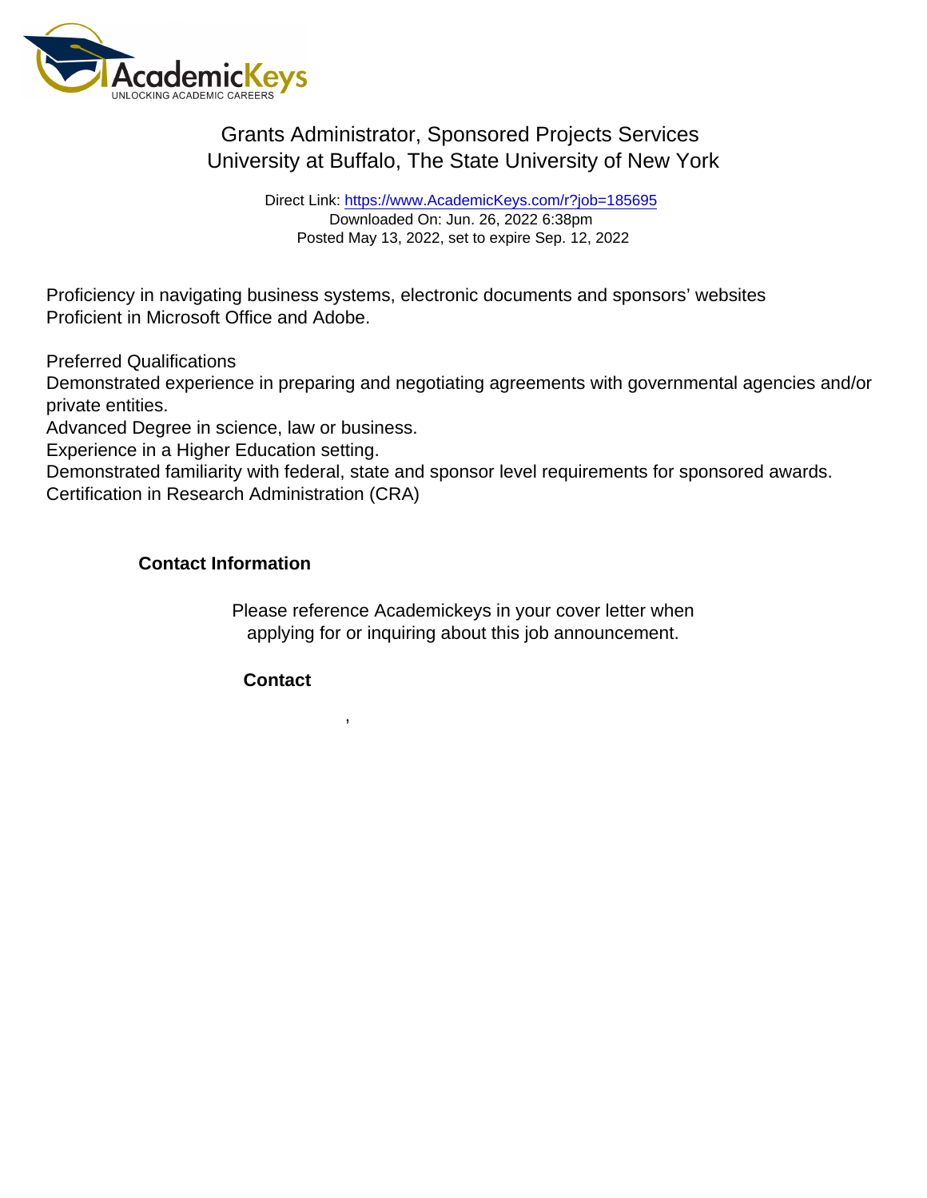Proficiency in navigating business systems, electronic documents and sponsors' websites
Proficient in Microsoft Office and Adobe.

Preferred Qualifications
Demonstrated experience in preparing and negotiating agreements with governmental agencies and/or private entities.
Advanced Degree in science, law or business.
Experience in a Higher Education setting.
Demonstrated familiarity with federal, state and sponsor level requirements for sponsored awards.
Certification in Research Administration (CRA)

**Contact Information**

Please reference Academickeys in your cover letter when applying for or inquiring about this job announcement.

**Contact**

,